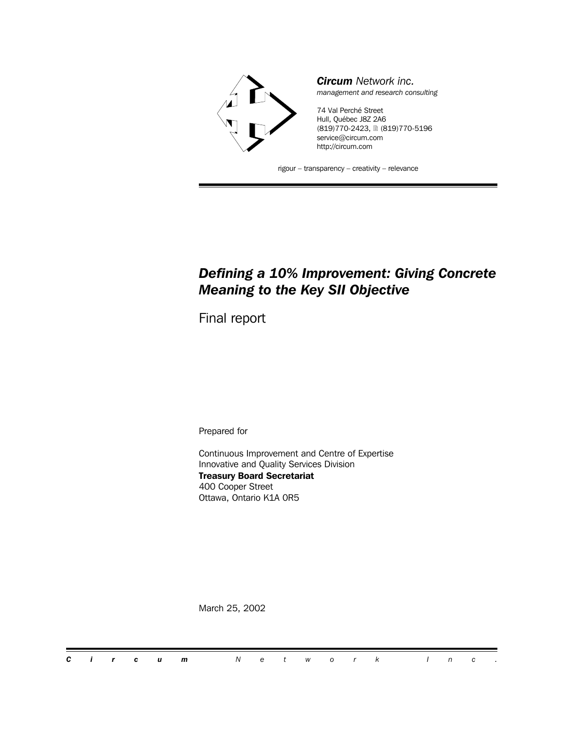***Circum** Network inc.*

*management and research consulting*

74 Val Perché Street
Hull, Québec J8Z 2A6
(819)770-2423, (819)770-5196
service@circum.com
http://circum.com

rigour – transparency – creativity – relevance

# *Defining a 10% Improvement: Giving Concrete Meaning to the Key SII Objective*

Final report

Prepared for

Continuous Improvement and Centre of Expertise
Innovative and Quality Services Division
**Treasury Board Secretariat**
400 Cooper Street
Ottawa, Ontario K1A 0R5

March 25, 2002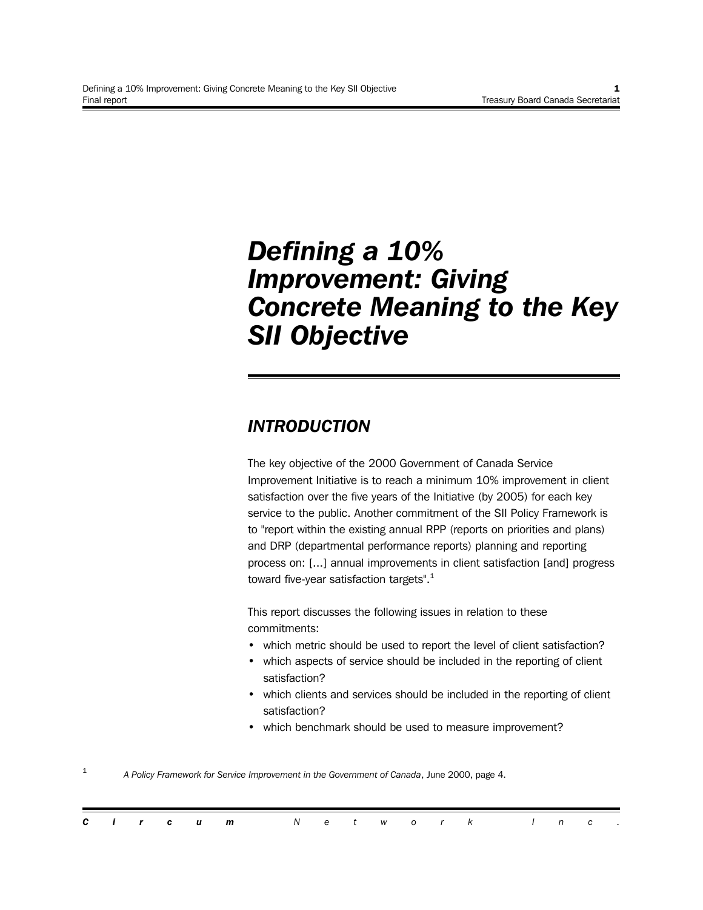# Defining a 10% Improvement: Giving Concrete Meaning to the Key SII Objective

## INTRODUCTION

The key objective of the 2000 Government of Canada Service Improvement Initiative is to reach a minimum 10% improvement in client satisfaction over the five years of the Initiative (by 2005) for each key service to the public. Another commitment of the SII Policy Framework is to "report within the existing annual RPP (reports on priorities and plans) and DRP (departmental performance reports) planning and reporting process on: [...] annual improvements in client satisfaction [and] progress toward five-year satisfaction targets".[1]

This report discusses the following issues in relation to these commitments:

- which metric should be used to report the level of client satisfaction?
- which aspects of service should be included in the reporting of client satisfaction?
- which clients and services should be included in the reporting of client satisfaction?
- which benchmark should be used to measure improvement?

[1] *A Policy Framework for Service Improvement in the Government of Canada*, June 2000, page 4.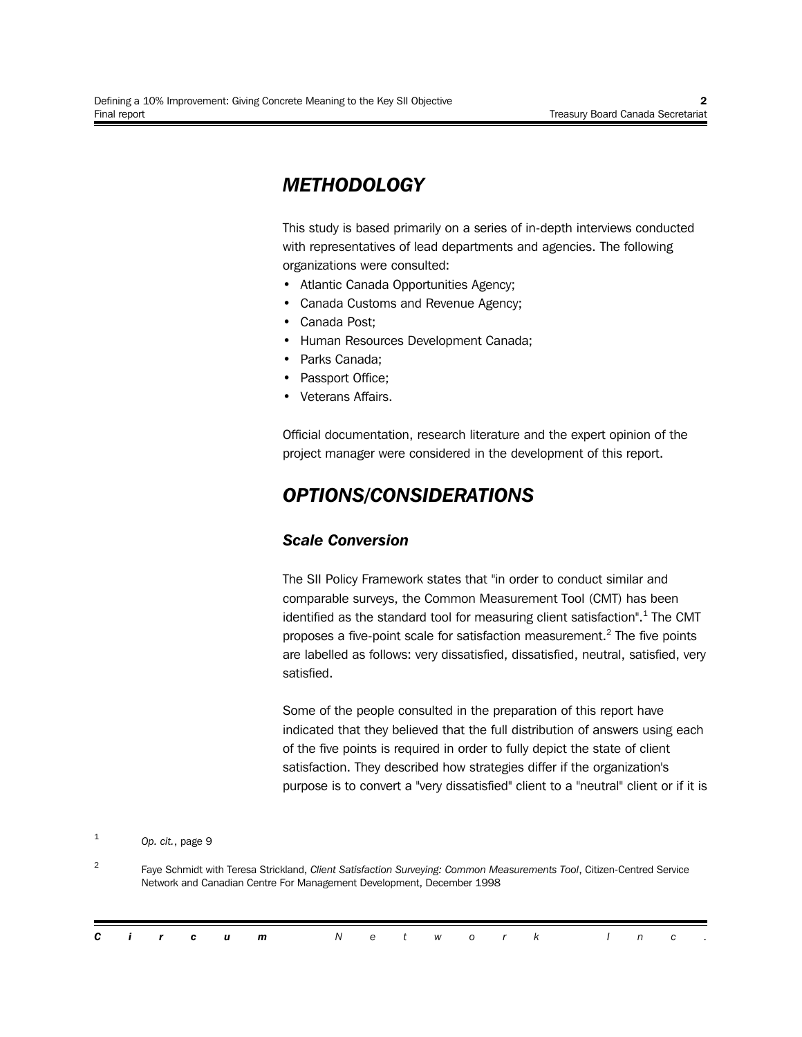# METHODOLOGY

This study is based primarily on a series of in-depth interviews conducted with representatives of lead departments and agencies. The following organizations were consulted:

- Atlantic Canada Opportunities Agency;
- Canada Customs and Revenue Agency;
- Canada Post;
- Human Resources Development Canada;
- Parks Canada;
- Passport Office;
- Veterans Affairs.

Official documentation, research literature and the expert opinion of the project manager were considered in the development of this report.

# OPTIONS/CONSIDERATIONS

## Scale Conversion

The SII Policy Framework states that "in order to conduct similar and comparable surveys, the Common Measurement Tool (CMT) has been identified as the standard tool for measuring client satisfaction".[1] The CMT proposes a five-point scale for satisfaction measurement.[2] The five points are labelled as follows: very dissatisfied, dissatisfied, neutral, satisfied, very satisfied.

Some of the people consulted in the preparation of this report have indicated that they believed that the full distribution of answers using each of the five points is required in order to fully depict the state of client satisfaction. They described how strategies differ if the organization's purpose is to convert a "very dissatisfied" client to a "neutral" client or if it is

---

[1] *Op. cit.*, page 9

[2] Faye Schmidt with Teresa Strickland, *Client Satisfaction Surveying: Common Measurements Tool*, Citizen-Centred Service Network and Canadian Centre For Management Development, December 1998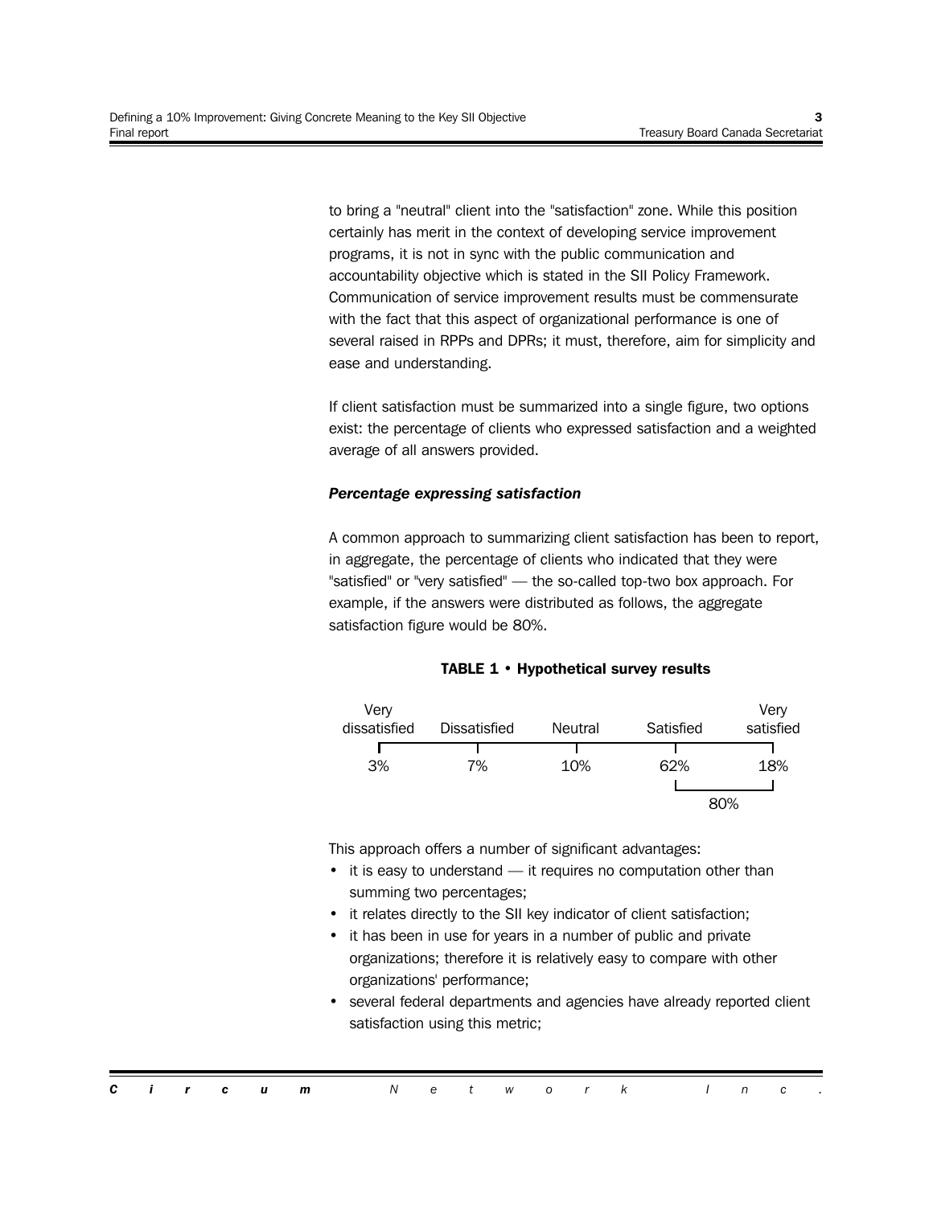to bring a "neutral" client into the "satisfaction" zone. While this position certainly has merit in the context of developing service improvement programs, it is not in sync with the public communication and accountability objective which is stated in the SII Policy Framework. Communication of service improvement results must be commensurate with the fact that this aspect of organizational performance is one of several raised in RPPs and DPRs; it must, therefore, aim for simplicity and ease and understanding.

If client satisfaction must be summarized into a single figure, two options exist: the percentage of clients who expressed satisfaction and a weighted average of all answers provided.

***Percentage expressing satisfaction***

A common approach to summarizing client satisfaction has been to report, in aggregate, the percentage of clients who indicated that they were "satisfied" or "very satisfied" — the so-called top-two box approach. For example, if the answers were distributed as follows, the aggregate satisfaction figure would be 80%.

**TABLE 1 • Hypothetical survey results**

| Very dissatisfied | Dissatisfied | Neutral | Satisfied | Very satisfied |
|---|---|---|---|---|
| 3% | 7% | 10% | 62% | 18% |
| | | | 80% | |

This approach offers a number of significant advantages:

- it is easy to understand — it requires no computation other than summing two percentages;
- it relates directly to the SII key indicator of client satisfaction;
- it has been in use for years in a number of public and private organizations; therefore it is relatively easy to compare with other organizations' performance;
- several federal departments and agencies have already reported client satisfaction using this metric;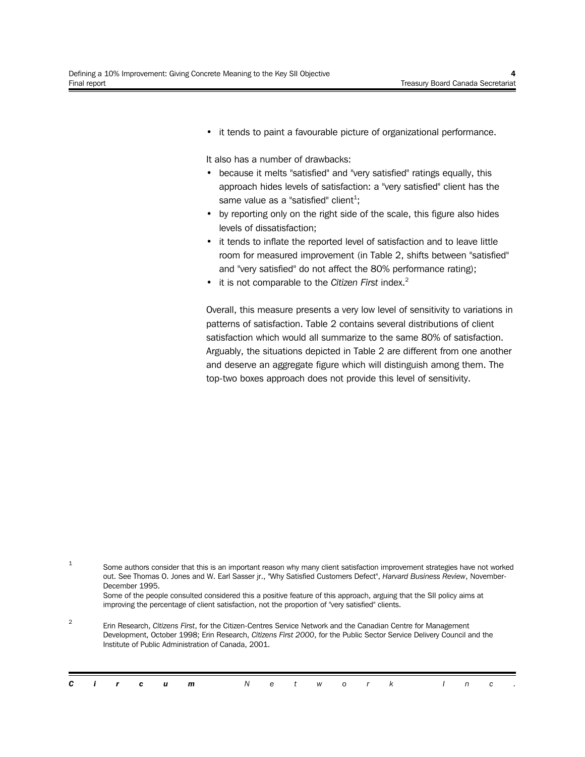- it tends to paint a favourable picture of organizational performance.

It also has a number of drawbacks:

- because it melts "satisfied" and "very satisfied" ratings equally, this approach hides levels of satisfaction: a "very satisfied" client has the same value as a "satisfied" client[1];
- by reporting only on the right side of the scale, this figure also hides levels of dissatisfaction;
- it tends to inflate the reported level of satisfaction and to leave little room for measured improvement (in Table 2, shifts between "satisfied" and "very satisfied" do not affect the 80% performance rating);
- it is not comparable to the *Citizen First* index.[2]

Overall, this measure presents a very low level of sensitivity to variations in patterns of satisfaction. Table 2 contains several distributions of client satisfaction which would all summarize to the same 80% of satisfaction. Arguably, the situations depicted in Table 2 are different from one another and deserve an aggregate figure which will distinguish among them. The top-two boxes approach does not provide this level of sensitivity.

[1] Some authors consider that this is an important reason why many client satisfaction improvement strategies have not worked out. See Thomas O. Jones and W. Earl Sasser jr., "Why Satisfied Customers Defect", *Harvard Business Review*, November-December 1995.
Some of the people consulted considered this a positive feature of this approach, arguing that the SII policy aims at improving the percentage of client satisfaction, not the proportion of "very satisfied" clients.

[2] Erin Research, *Citizens First*, for the Citizen-Centres Service Network and the Canadian Centre for Management Development, October 1998; Erin Research, *Citizens First 2000*, for the Public Sector Service Delivery Council and the Institute of Public Administration of Canada, 2001.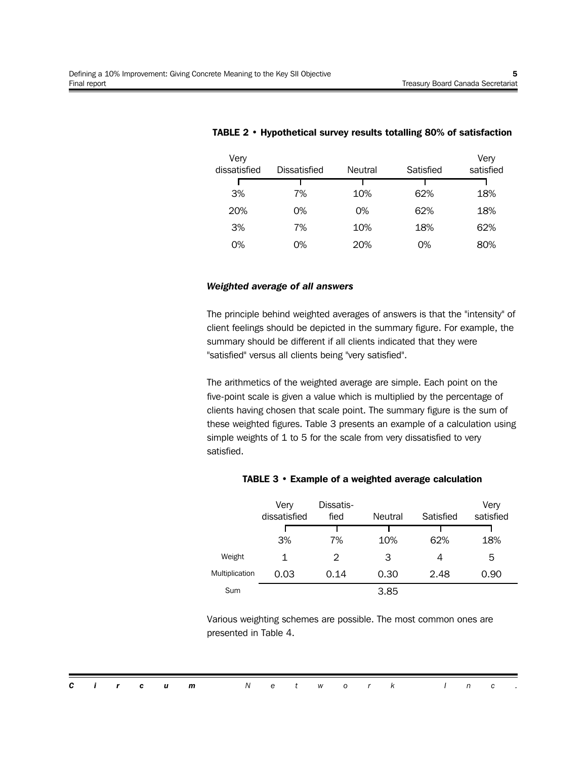**TABLE 2 • Hypothetical survey results totalling 80% of satisfaction**

| Very dissatisfied | Dissatisfied | Neutral | Satisfied | Very satisfied |
|---|---|---|---|---|
| 3% | 7% | 10% | 62% | 18% |
| 20% | 0% | 0% | 62% | 18% |
| 3% | 7% | 10% | 18% | 62% |
| 0% | 0% | 20% | 0% | 80% |

### *Weighted average of all answers*

The principle behind weighted averages of answers is that the "intensity" of client feelings should be depicted in the summary figure. For example, the summary should be different if all clients indicated that they were "satisfied" versus all clients being "very satisfied".

The arithmetics of the weighted average are simple. Each point on the five-point scale is given a value which is multiplied by the percentage of clients having chosen that scale point. The summary figure is the sum of these weighted figures. Table 3 presents an example of a calculation using simple weights of 1 to 5 for the scale from very dissatisfied to very satisfied.

**TABLE 3 • Example of a weighted average calculation**

| | Very dissatisfied | Dissatis-fied | Neutral | Satisfied | Very satisfied |
|---|---|---|---|---|---|
| | 3% | 7% | 10% | 62% | 18% |
| Weight | 1 | 2 | 3 | 4 | 5 |
| Multiplication | 0.03 | 0.14 | 0.30 | 2.48 | 0.90 |
| Sum | | | 3.85 | | |

Various weighting schemes are possible. The most common ones are presented in Table 4.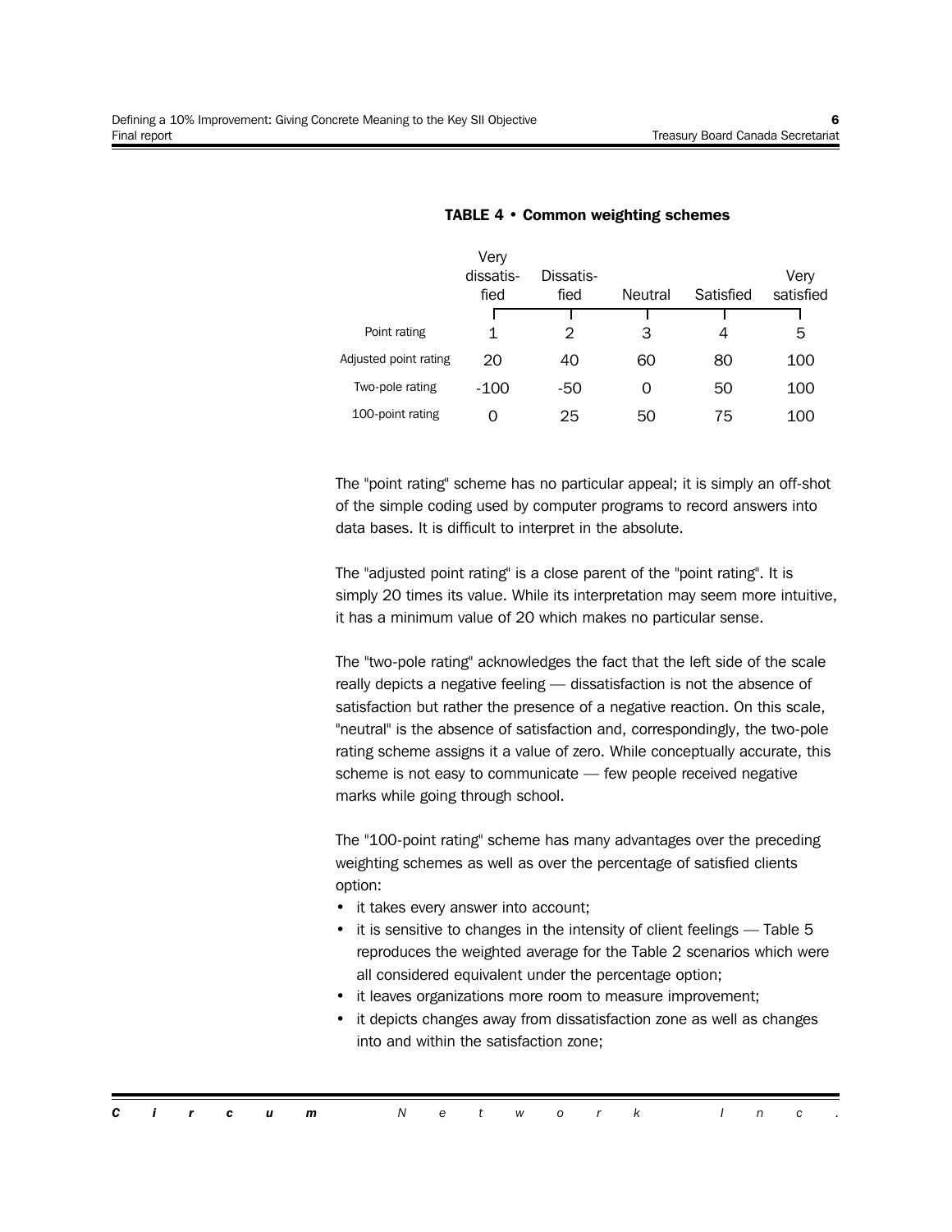**TABLE 4 • Common weighting schemes**

| | Very dissatisfied | Dissatisfied | Neutral | Satisfied | Very satisfied |
|---|---|---|---|---|---|
| Point rating | 1 | 2 | 3 | 4 | 5 |
| Adjusted point rating | 20 | 40 | 60 | 80 | 100 |
| Two-pole rating | -100 | -50 | 0 | 50 | 100 |
| 100-point rating | 0 | 25 | 50 | 75 | 100 |

The "point rating" scheme has no particular appeal; it is simply an off-shot of the simple coding used by computer programs to record answers into data bases. It is difficult to interpret in the absolute.

The "adjusted point rating" is a close parent of the "point rating". It is simply 20 times its value. While its interpretation may seem more intuitive, it has a minimum value of 20 which makes no particular sense.

The "two-pole rating" acknowledges the fact that the left side of the scale really depicts a negative feeling — dissatisfaction is not the absence of satisfaction but rather the presence of a negative reaction. On this scale, "neutral" is the absence of satisfaction and, correspondingly, the two-pole rating scheme assigns it a value of zero. While conceptually accurate, this scheme is not easy to communicate — few people received negative marks while going through school.

The "100-point rating" scheme has many advantages over the preceding weighting schemes as well as over the percentage of satisfied clients option:

- it takes every answer into account;
- it is sensitive to changes in the intensity of client feelings — Table 5 reproduces the weighted average for the Table 2 scenarios which were all considered equivalent under the percentage option;
- it leaves organizations more room to measure improvement;
- it depicts changes away from dissatisfaction zone as well as changes into and within the satisfaction zone;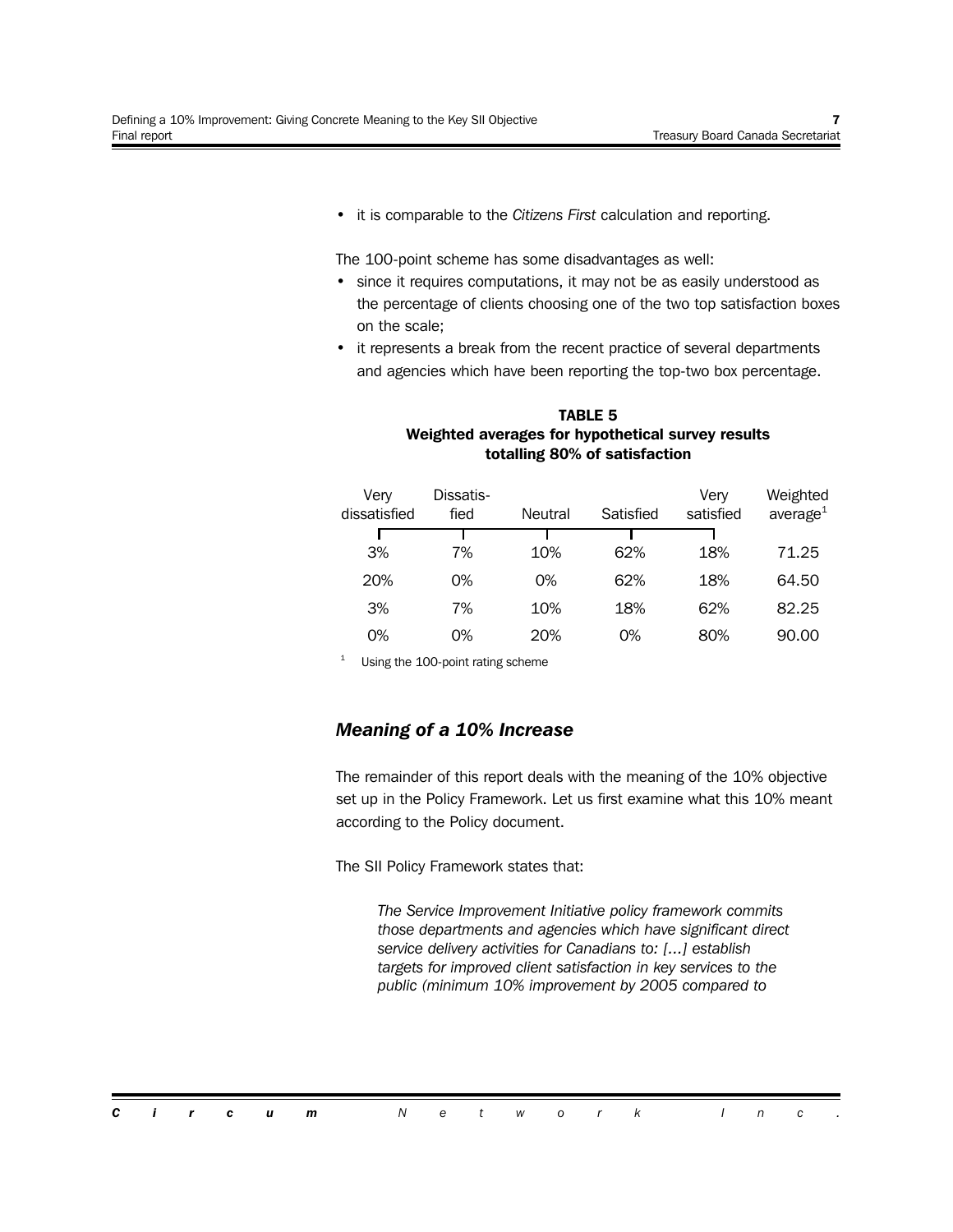- it is comparable to the *Citizens First* calculation and reporting.

The 100-point scheme has some disadvantages as well:

- since it requires computations, it may not be as easily understood as the percentage of clients choosing one of the two top satisfaction boxes on the scale;
- it represents a break from the recent practice of several departments and agencies which have been reporting the top-two box percentage.

**TABLE 5**
**Weighted averages for hypothetical survey results totalling 80% of satisfaction**

| Very dissatisfied | Dissatis-fied | Neutral | Satisfied | Very satisfied | Weighted average[1] |
|---|---|---|---|---|---|
| 3% | 7% | 10% | 62% | 18% | 71.25 |
| 20% | 0% | 0% | 62% | 18% | 64.50 |
| 3% | 7% | 10% | 18% | 62% | 82.25 |
| 0% | 0% | 20% | 0% | 80% | 90.00 |

[1] Using the 100-point rating scheme

## *Meaning of a 10% Increase*

The remainder of this report deals with the meaning of the 10% objective set up in the Policy Framework. Let us first examine what this 10% meant according to the Policy document.

The SII Policy Framework states that:

> *The Service Improvement Initiative policy framework commits those departments and agencies which have significant direct service delivery activities for Canadians to: [...] establish targets for improved client satisfaction in key services to the public (minimum 10% improvement by 2005 compared to*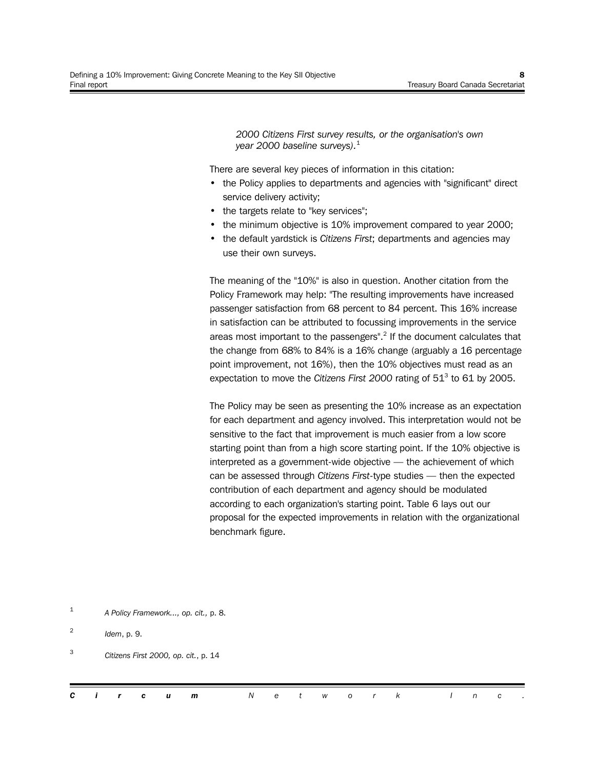*2000 Citizens First survey results, or the organisation's own year 2000 baseline surveys).*[1]

There are several key pieces of information in this citation:

- the Policy applies to departments and agencies with "significant" direct service delivery activity;
- the targets relate to "key services";
- the minimum objective is 10% improvement compared to year 2000;
- the default yardstick is *Citizens First*; departments and agencies may use their own surveys.

The meaning of the "10%" is also in question. Another citation from the Policy Framework may help: "The resulting improvements have increased passenger satisfaction from 68 percent to 84 percent. This 16% increase in satisfaction can be attributed to focussing improvements in the service areas most important to the passengers".[2] If the document calculates that the change from 68% to 84% is a 16% change (arguably a 16 percentage point improvement, not 16%), then the 10% objectives must read as an expectation to move the *Citizens First 2000* rating of 51[3] to 61 by 2005.

The Policy may be seen as presenting the 10% increase as an expectation for each department and agency involved. This interpretation would not be sensitive to the fact that improvement is much easier from a low score starting point than from a high score starting point. If the 10% objective is interpreted as a government-wide objective — the achievement of which can be assessed through *Citizens First*-type studies — then the expected contribution of each department and agency should be modulated according to each organization's starting point. Table 6 lays out our proposal for the expected improvements in relation with the organizational benchmark figure.

---

[1] *A Policy Framework..., op. cit.,* p. 8.

[2] *Idem*, p. 9.

[3] *Citizens First 2000, op. cit.*, p. 14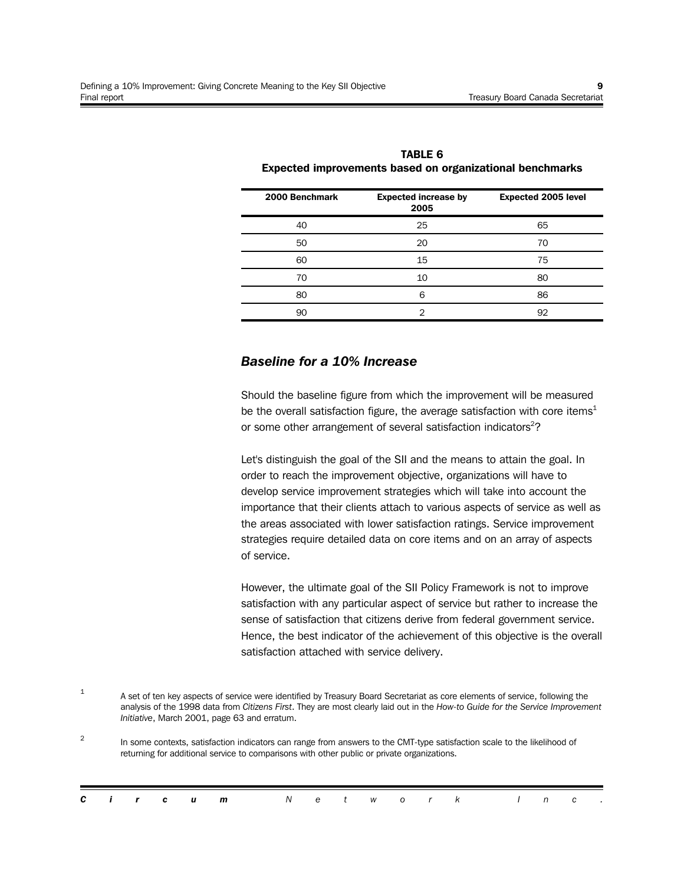**TABLE 6**
**Expected improvements based on organizational benchmarks**

| 2000 Benchmark | Expected increase by 2005 | Expected 2005 level |
|---|---|---|
| 40 | 25 | 65 |
| 50 | 20 | 70 |
| 60 | 15 | 75 |
| 70 | 10 | 80 |
| 80 | 6 | 86 |
| 90 | 2 | 92 |

## *Baseline for a 10% Increase*

Should the baseline figure from which the improvement will be measured be the overall satisfaction figure, the average satisfaction with core items[1] or some other arrangement of several satisfaction indicators[2]?

Let's distinguish the goal of the SII and the means to attain the goal. In order to reach the improvement objective, organizations will have to develop service improvement strategies which will take into account the importance that their clients attach to various aspects of service as well as the areas associated with lower satisfaction ratings. Service improvement strategies require detailed data on core items and on an array of aspects of service.

However, the ultimate goal of the SII Policy Framework is not to improve satisfaction with any particular aspect of service but rather to increase the sense of satisfaction that citizens derive from federal government service. Hence, the best indicator of the achievement of this objective is the overall satisfaction attached with service delivery.

[1] A set of ten key aspects of service were identified by Treasury Board Secretariat as core elements of service, following the analysis of the 1998 data from *Citizens First*. They are most clearly laid out in the *How-to Guide for the Service Improvement Initiative*, March 2001, page 63 and erratum.

[2] In some contexts, satisfaction indicators can range from answers to the CMT-type satisfaction scale to the likelihood of returning for additional service to comparisons with other public or private organizations.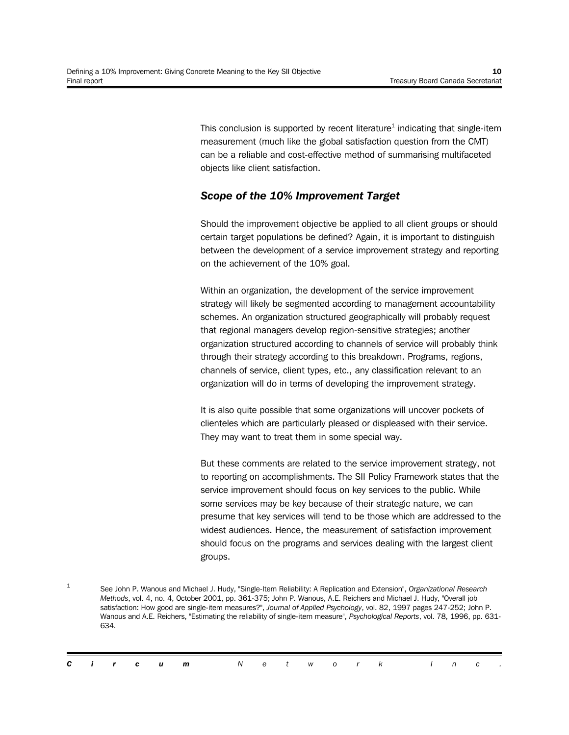This conclusion is supported by recent literature[1] indicating that single-item measurement (much like the global satisfaction question from the CMT) can be a reliable and cost-effective method of summarising multifaceted objects like client satisfaction.

### *Scope of the 10% Improvement Target*

Should the improvement objective be applied to all client groups or should certain target populations be defined? Again, it is important to distinguish between the development of a service improvement strategy and reporting on the achievement of the 10% goal.

Within an organization, the development of the service improvement strategy will likely be segmented according to management accountability schemes. An organization structured geographically will probably request that regional managers develop region-sensitive strategies; another organization structured according to channels of service will probably think through their strategy according to this breakdown. Programs, regions, channels of service, client types, etc., any classification relevant to an organization will do in terms of developing the improvement strategy.

It is also quite possible that some organizations will uncover pockets of clienteles which are particularly pleased or displeased with their service. They may want to treat them in some special way.

But these comments are related to the service improvement strategy, not to reporting on accomplishments. The SII Policy Framework states that the service improvement should focus on key services to the public. While some services may be key because of their strategic nature, we can presume that key services will tend to be those which are addressed to the widest audiences. Hence, the measurement of satisfaction improvement should focus on the programs and services dealing with the largest client groups.

[1] See John P. Wanous and Michael J. Hudy, "Single-Item Reliability: A Replication and Extension", *Organizational Research Methods*, vol. 4, no. 4, October 2001, pp. 361-375; John P. Wanous, A.E. Reichers and Michael J. Hudy, "Overall job satisfaction: How good are single-item measures?", *Journal of Applied Psychology*, vol. 82, 1997 pages 247-252; John P. Wanous and A.E. Reichers, "Estimating the reliability of single-item measure", *Psychological Reports*, vol. 78, 1996, pp. 631-634.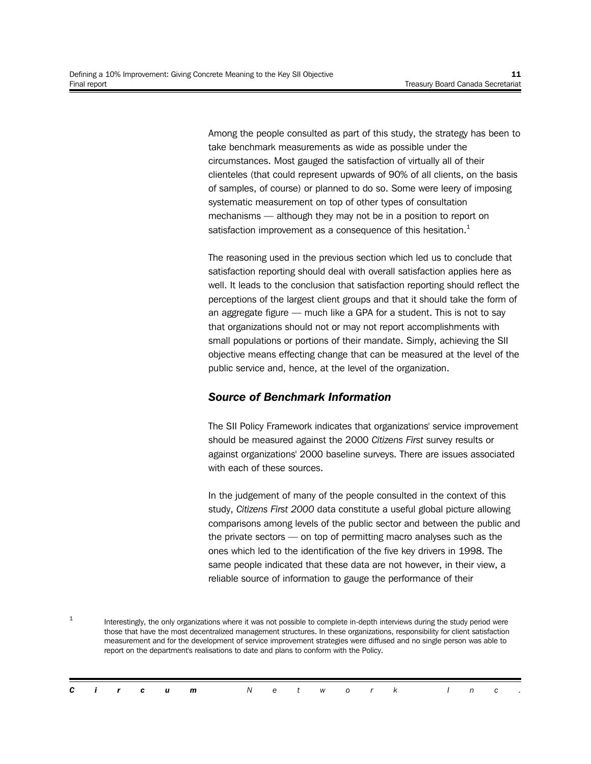Among the people consulted as part of this study, the strategy has been to take benchmark measurements as wide as possible under the circumstances. Most gauged the satisfaction of virtually all of their clienteles (that could represent upwards of 90% of all clients, on the basis of samples, of course) or planned to do so. Some were leery of imposing systematic measurement on top of other types of consultation mechanisms — although they may not be in a position to report on satisfaction improvement as a consequence of this hesitation.[1]

The reasoning used in the previous section which led us to conclude that satisfaction reporting should deal with overall satisfaction applies here as well. It leads to the conclusion that satisfaction reporting should reflect the perceptions of the largest client groups and that it should take the form of an aggregate figure — much like a GPA for a student. This is not to say that organizations should not or may not report accomplishments with small populations or portions of their mandate. Simply, achieving the SII objective means effecting change that can be measured at the level of the public service and, hence, at the level of the organization.

### *Source of Benchmark Information*

The SII Policy Framework indicates that organizations' service improvement should be measured against the 2000 *Citizens First* survey results or against organizations' 2000 baseline surveys. There are issues associated with each of these sources.

In the judgement of many of the people consulted in the context of this study, *Citizens First 2000* data constitute a useful global picture allowing comparisons among levels of the public sector and between the public and the private sectors — on top of permitting macro analyses such as the ones which led to the identification of the five key drivers in 1998. The same people indicated that these data are not however, in their view, a reliable source of information to gauge the performance of their

---

[1] Interestingly, the only organizations where it was not possible to complete in-depth interviews during the study period were those that have the most decentralized management structures. In these organizations, responsibility for client satisfaction measurement and for the development of service improvement strategies were diffused and no single person was able to report on the department's realisations to date and plans to conform with the Policy.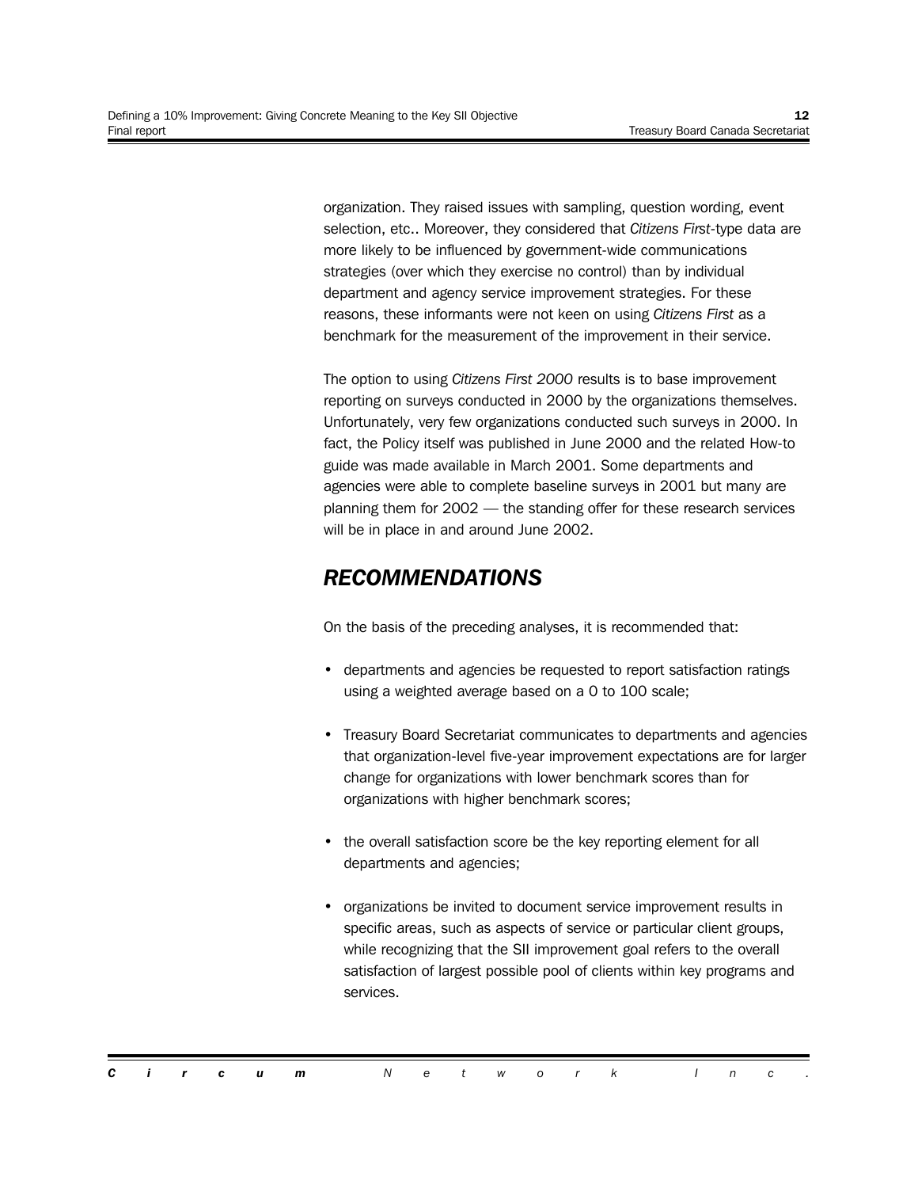organization. They raised issues with sampling, question wording, event selection, etc.. Moreover, they considered that *Citizens First*-type data are more likely to be influenced by government-wide communications strategies (over which they exercise no control) than by individual department and agency service improvement strategies. For these reasons, these informants were not keen on using *Citizens First* as a benchmark for the measurement of the improvement in their service.

The option to using *Citizens First 2000* results is to base improvement reporting on surveys conducted in 2000 by the organizations themselves. Unfortunately, very few organizations conducted such surveys in 2000. In fact, the Policy itself was published in June 2000 and the related How-to guide was made available in March 2001. Some departments and agencies were able to complete baseline surveys in 2001 but many are planning them for 2002 — the standing offer for these research services will be in place in and around June 2002.

## *RECOMMENDATIONS*

On the basis of the preceding analyses, it is recommended that:

- departments and agencies be requested to report satisfaction ratings using a weighted average based on a 0 to 100 scale;
- Treasury Board Secretariat communicates to departments and agencies that organization-level five-year improvement expectations are for larger change for organizations with lower benchmark scores than for organizations with higher benchmark scores;
- the overall satisfaction score be the key reporting element for all departments and agencies;
- organizations be invited to document service improvement results in specific areas, such as aspects of service or particular client groups, while recognizing that the SII improvement goal refers to the overall satisfaction of largest possible pool of clients within key programs and services.